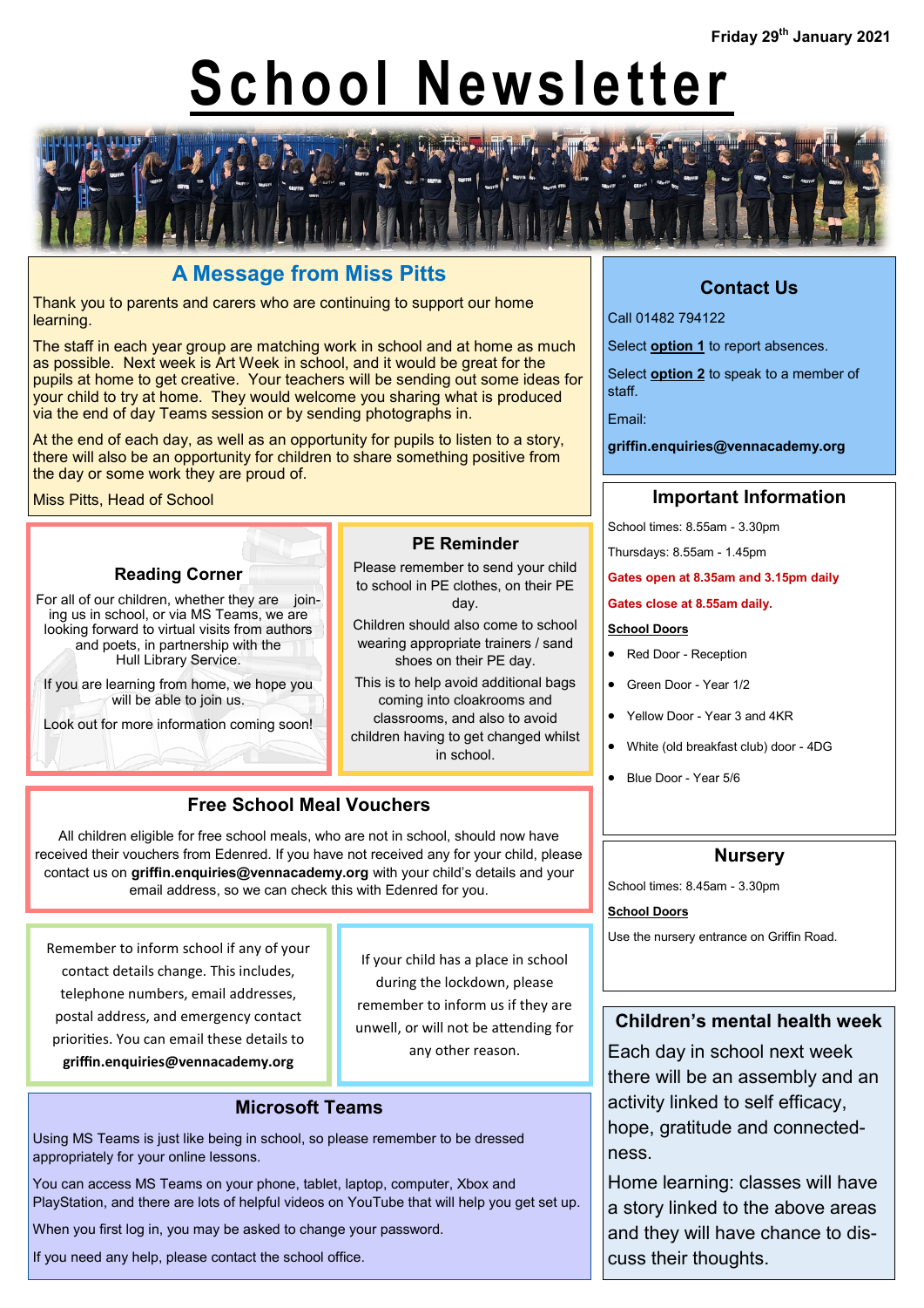Friday 29th January 2021

# School Newsletter

## A Message from Miss Pitts

Thank you to parents and carers who are continuing to support our home learning.

The staff in each year group are matching work in school and at home as much as possible. Next week is Art Week in school, and it would be great for the pupils at home to get creative. Your teachers will be sending out some ideas for your child to try at home. They would welcome you sharing what is produced via the end of day Teams session or by sending photographs in.

At the end of each day, as well as an opportunity for pupils to listen to a story, there will also be an opportunity for children to share something positive from the day or some work they are proud of.

Miss Pitts, Head of School

## Reading Corner

For all of our children, whether they are joining us in school, or via MS Teams, we are looking forward to virtual visits from authors and poets, in partnership with the Hull Library Service.

If you are learning from home, we hope you will be able to join us.

Look out for more information coming soon!

## PE Reminder

Please remember to send your child to school in PE clothes, on their PE day.

Children should also come to school wearing appropriate trainers / sand shoes on their PE day.

This is to help avoid additional bags coming into cloakrooms and classrooms, and also to avoid children having to get changed whilst in school.

## Free School Meal Vouchers

All children eligible for free school meals, who are not in school, should now have received their vouchers from Edenred. If you have not received any for your child, please contact us on **griffin.enquiries@vennacademy.org** with your child's details and your email address, so we can check this with Edenred for you.

Remember to inform school if any of your contact details change. This includes, telephone numbers, email addresses, postal address, and emergency contact priorities. You can email these details to **griffin.enquiries@vennacademy.org**

If your child has a place in school during the lockdown, please remember to inform us if they are unwell, or will not be attending for any other reason.

## Microsoft Teams

Using MS Teams is just like being in school, so please remember to be dressed appropriately for your online lessons.

You can access MS Teams on your phone, tablet, laptop, computer, Xbox and PlayStation, and there are lots of helpful videos on YouTube that will help you get set up.

When you first log in, you may be asked to change your password.

If you need any help, please contact the school office.

## Contact Us

Call 01482 794122

Select **option 1** to report absences.

Select **option 2** to speak to a member of staff.

Email:

**griffin.enquiries@vennacademy.org**

## Important Information

School times: 8.55am - 3.30pm

Thursdays: 8.55am - 1.45pm

**Gates open at 8.35am and 3.15pm daily**

**Gates close at 8.55am daily.**

**School Doors**

- Red Door - Reception
- Green Door - Year 1/2
- Yellow Door - Year 3 and 4KR
- White (old breakfast club) door - 4DG
- Blue Door - Year 5/6

## Nursery

School times: 8.45am - 3.30pm

**School Doors**

Use the nursery entrance on Griffin Road.

## Children's mental health week

Each day in school next week there will be an assembly and an activity linked to self efficacy, hope, gratitude and connectedness.

Home learning: classes will have a story linked to the above areas and they will have chance to discuss their thoughts.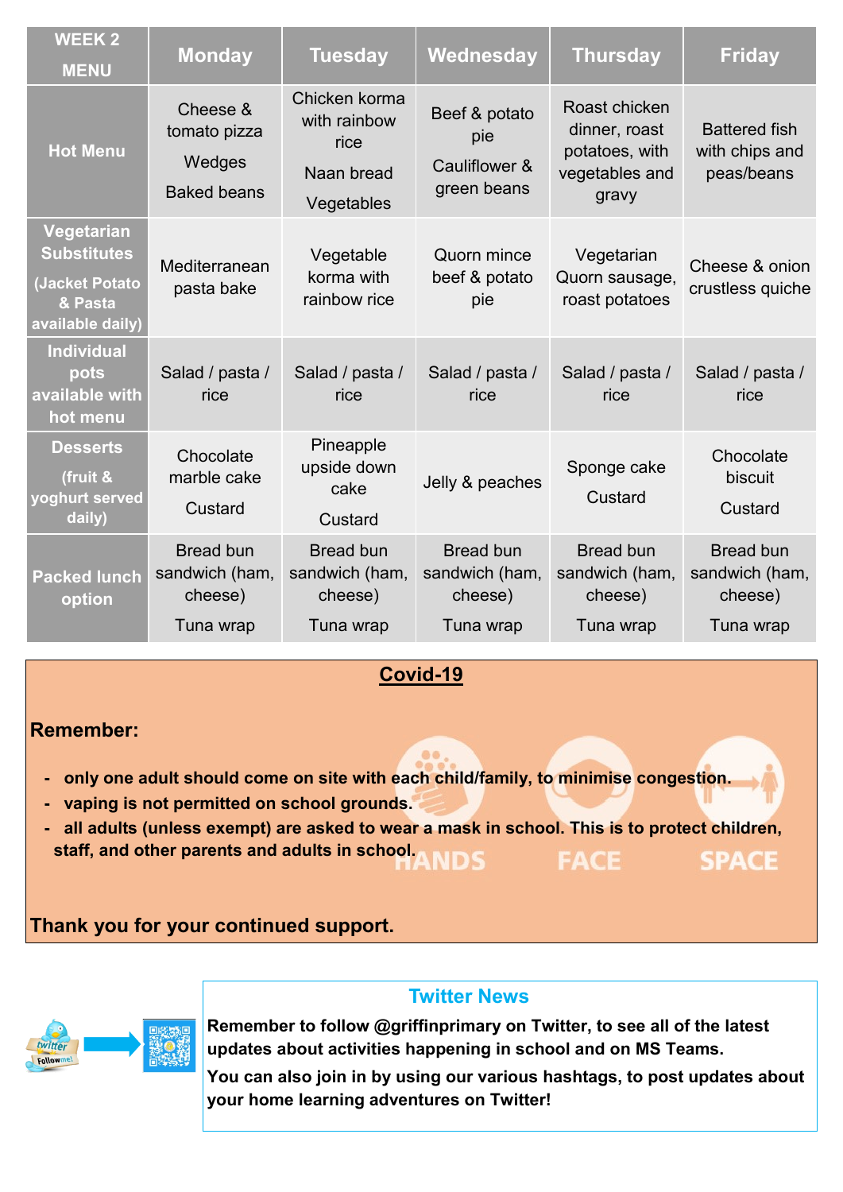| WEEK 2 MENU | Monday | Tuesday | Wednesday | Thursday | Friday |
|---|---|---|---|---|---|
| Hot Menu | Cheese & tomato pizza<br>Wedges<br>Baked beans | Chicken korma with rainbow rice<br>Naan bread<br>Vegetables | Beef & potato pie<br>Cauliflower & green beans | Roast chicken dinner, roast potatoes, with vegetables and gravy | Battered fish with chips and peas/beans |
| Vegetarian Substitutes (Jacket Potato & Pasta available daily) | Mediterranean pasta bake | Vegetable korma with rainbow rice | Quorn mince beef & potato pie | Vegetarian Quorn sausage, roast potatoes | Cheese & onion crustless quiche |
| Individual pots available with hot menu | Salad / pasta / rice | Salad / pasta / rice | Salad / pasta / rice | Salad / pasta / rice | Salad / pasta / rice |
| Desserts (fruit & yoghurt served daily) | Chocolate marble cake<br>Custard | Pineapple upside down cake<br>Custard | Jelly & peaches | Sponge cake<br>Custard | Chocolate biscuit<br>Custard |
| Packed lunch option | Bread bun sandwich (ham, cheese)<br>Tuna wrap | Bread bun sandwich (ham, cheese)<br>Tuna wrap | Bread bun sandwich (ham, cheese)<br>Tuna wrap | Bread bun sandwich (ham, cheese)<br>Tuna wrap | Bread bun sandwich (ham, cheese)<br>Tuna wrap |

## Covid-19

**Remember:**

- **only one adult should come on site with each child/family, to minimise congestion.**
- **vaping is not permitted on school grounds.**
- **all adults (unless exempt) are asked to wear a mask in school. This is to protect children, staff, and other parents and adults in school.**

HANDS FACE SPACE

**Thank you for your continued support.**

## Twitter News

**Remember to follow @griffinprimary on Twitter, to see all of the latest updates about activities happening in school and on MS Teams.**

**You can also join in by using our various hashtags, to post updates about your home learning adventures on Twitter!**